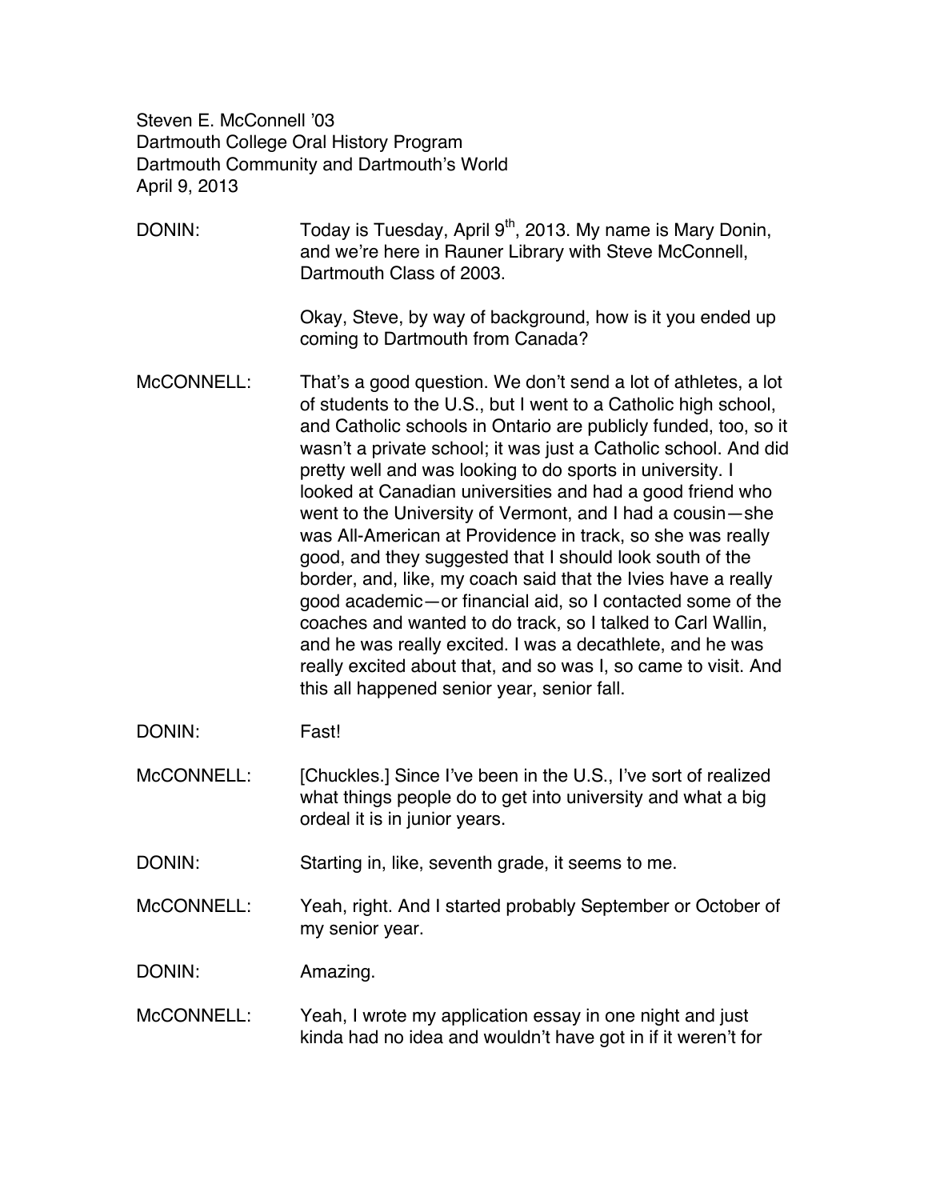Steven E. McConnell ’03
Dartmouth College Oral History Program
Dartmouth Community and Dartmouth’s World
April 9, 2013

DONIN: Today is Tuesday, April 9th, 2013. My name is Mary Donin, and we’re here in Rauner Library with Steve McConnell, Dartmouth Class of 2003.

Okay, Steve, by way of background, how is it you ended up coming to Dartmouth from Canada?

McCONNELL: That’s a good question. We don’t send a lot of athletes, a lot of students to the U.S., but I went to a Catholic high school, and Catholic schools in Ontario are publicly funded, too, so it wasn’t a private school; it was just a Catholic school. And did pretty well and was looking to do sports in university. I looked at Canadian universities and had a good friend who went to the University of Vermont, and I had a cousin—she was All-American at Providence in track, so she was really good, and they suggested that I should look south of the border, and, like, my coach said that the Ivies have a really good academic—or financial aid, so I contacted some of the coaches and wanted to do track, so I talked to Carl Wallin, and he was really excited. I was a decathlete, and he was really excited about that, and so was I, so came to visit. And this all happened senior year, senior fall.

DONIN: Fast!

McCONNELL: [Chuckles.] Since I’ve been in the U.S., I’ve sort of realized what things people do to get into university and what a big ordeal it is in junior years.

DONIN: Starting in, like, seventh grade, it seems to me.

McCONNELL: Yeah, right. And I started probably September or October of my senior year.

DONIN: Amazing.

McCONNELL: Yeah, I wrote my application essay in one night and just kinda had no idea and wouldn’t have got in if it weren’t for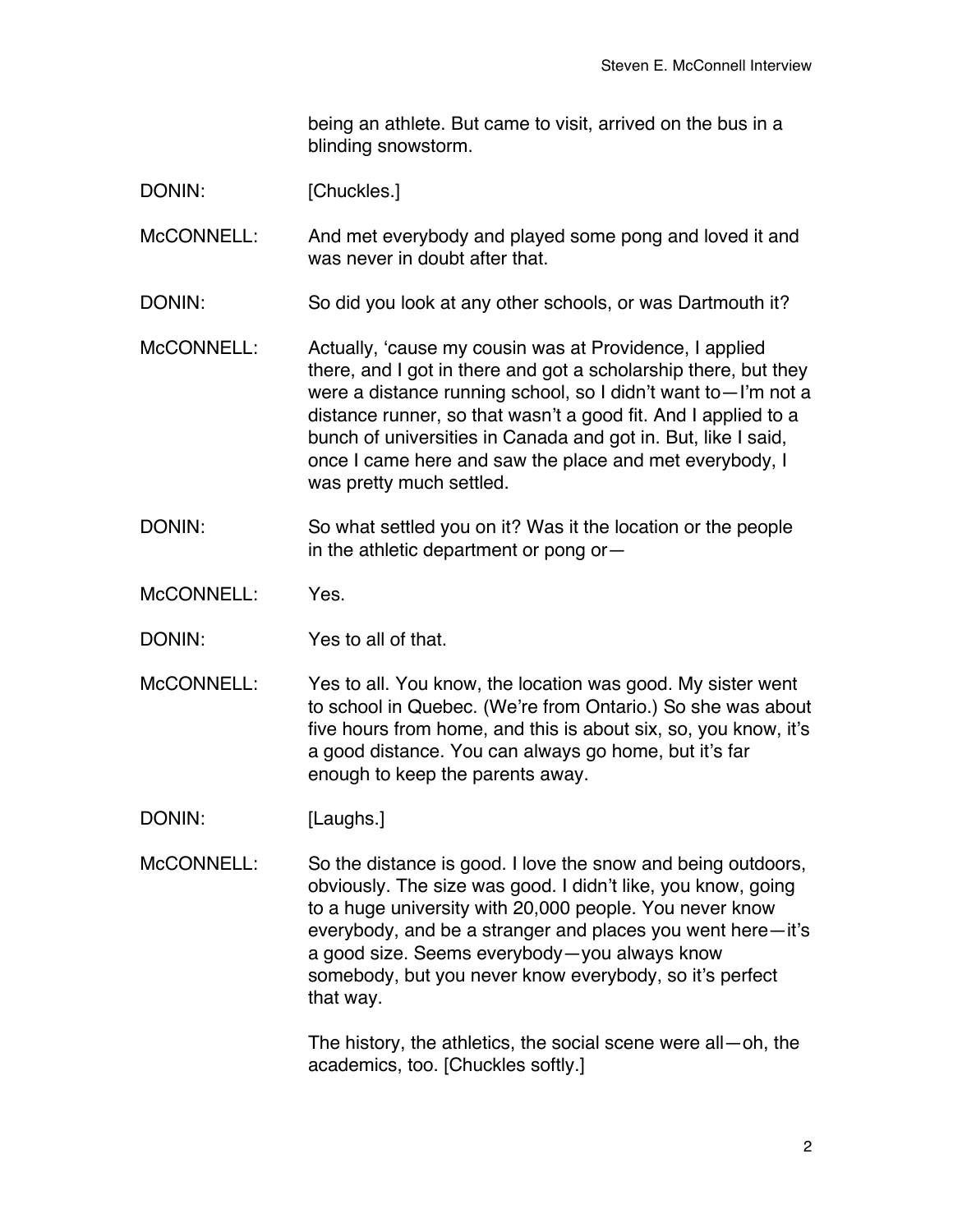being an athlete. But came to visit, arrived on the bus in a blinding snowstorm.

DONIN: [Chuckles.]

McCONNELL: And met everybody and played some pong and loved it and was never in doubt after that.

DONIN: So did you look at any other schools, or was Dartmouth it?

McCONNELL: Actually, 'cause my cousin was at Providence, I applied there, and I got in there and got a scholarship there, but they were a distance running school, so I didn't want to—I'm not a distance runner, so that wasn't a good fit. And I applied to a bunch of universities in Canada and got in. But, like I said, once I came here and saw the place and met everybody, I was pretty much settled.

DONIN: So what settled you on it? Was it the location or the people in the athletic department or pong or—

McCONNELL: Yes.

DONIN: Yes to all of that.

McCONNELL: Yes to all. You know, the location was good. My sister went to school in Quebec. (We're from Ontario.) So she was about five hours from home, and this is about six, so, you know, it's a good distance. You can always go home, but it's far enough to keep the parents away.

DONIN: [Laughs.]

McCONNELL: So the distance is good. I love the snow and being outdoors, obviously. The size was good. I didn't like, you know, going to a huge university with 20,000 people. You never know everybody, and be a stranger and places you went here—it's a good size. Seems everybody—you always know somebody, but you never know everybody, so it's perfect that way.

The history, the athletics, the social scene were all—oh, the academics, too. [Chuckles softly.]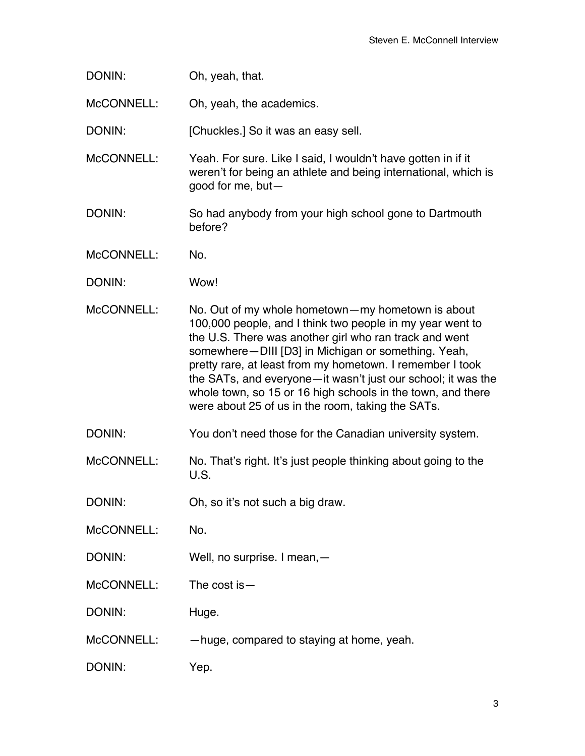DONIN: Oh, yeah, that.

McCONNELL: Oh, yeah, the academics.

DONIN: [Chuckles.] So it was an easy sell.

McCONNELL: Yeah. For sure. Like I said, I wouldn't have gotten in if it weren't for being an athlete and being international, which is good for me, but—

DONIN: So had anybody from your high school gone to Dartmouth before?

McCONNELL: No.

DONIN: Wow!

McCONNELL: No. Out of my whole hometown—my hometown is about 100,000 people, and I think two people in my year went to the U.S. There was another girl who ran track and went somewhere—DIII [D3] in Michigan or something. Yeah, pretty rare, at least from my hometown. I remember I took the SATs, and everyone—it wasn't just our school; it was the whole town, so 15 or 16 high schools in the town, and there were about 25 of us in the room, taking the SATs.

DONIN: You don't need those for the Canadian university system.

McCONNELL: No. That's right. It's just people thinking about going to the U.S.

DONIN: Oh, so it's not such a big draw.

McCONNELL: No.

DONIN: Well, no surprise. I mean,—

McCONNELL: The cost is—

DONIN: Huge.

McCONNELL: —huge, compared to staying at home, yeah.

DONIN: Yep.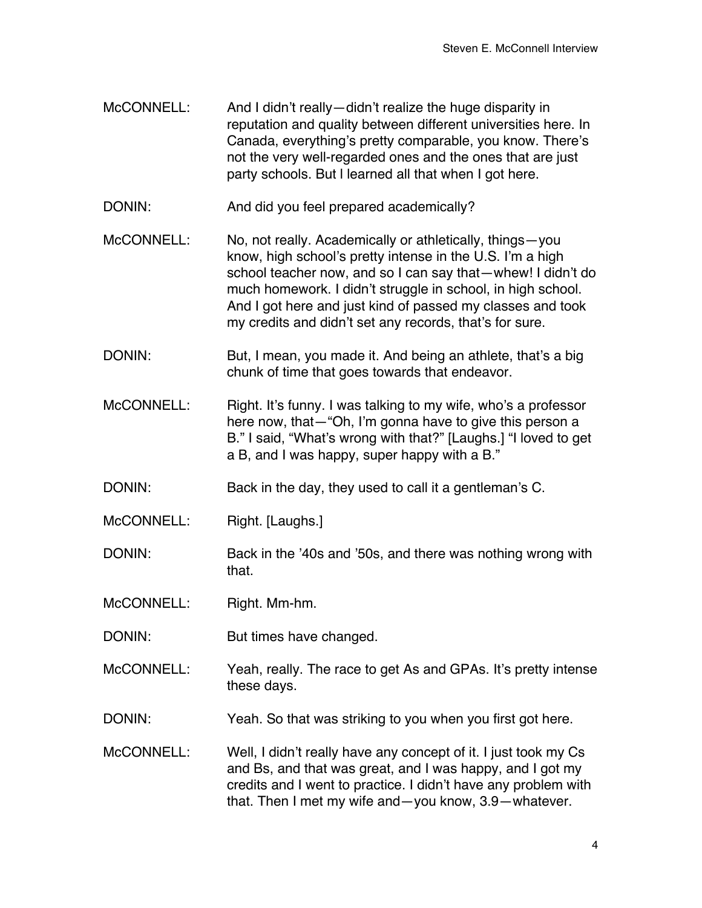McCONNELL: And I didn't really—didn't realize the huge disparity in reputation and quality between different universities here. In Canada, everything's pretty comparable, you know. There's not the very well-regarded ones and the ones that are just party schools. But I learned all that when I got here.

DONIN: And did you feel prepared academically?

McCONNELL: No, not really. Academically or athletically, things—you know, high school's pretty intense in the U.S. I'm a high school teacher now, and so I can say that—whew! I didn't do much homework. I didn't struggle in school, in high school. And I got here and just kind of passed my classes and took my credits and didn't set any records, that's for sure.

DONIN: But, I mean, you made it. And being an athlete, that's a big chunk of time that goes towards that endeavor.

McCONNELL: Right. It's funny. I was talking to my wife, who's a professor here now, that—"Oh, I'm gonna have to give this person a B." I said, "What's wrong with that?" [Laughs.] "I loved to get a B, and I was happy, super happy with a B."

DONIN: Back in the day, they used to call it a gentleman's C.

McCONNELL: Right. [Laughs.]

DONIN: Back in the '40s and '50s, and there was nothing wrong with that.

McCONNELL: Right. Mm-hm.

DONIN: But times have changed.

McCONNELL: Yeah, really. The race to get As and GPAs. It's pretty intense these days.

DONIN: Yeah. So that was striking to you when you first got here.

McCONNELL: Well, I didn't really have any concept of it. I just took my Cs and Bs, and that was great, and I was happy, and I got my credits and I went to practice. I didn't have any problem with that. Then I met my wife and—you know, 3.9—whatever.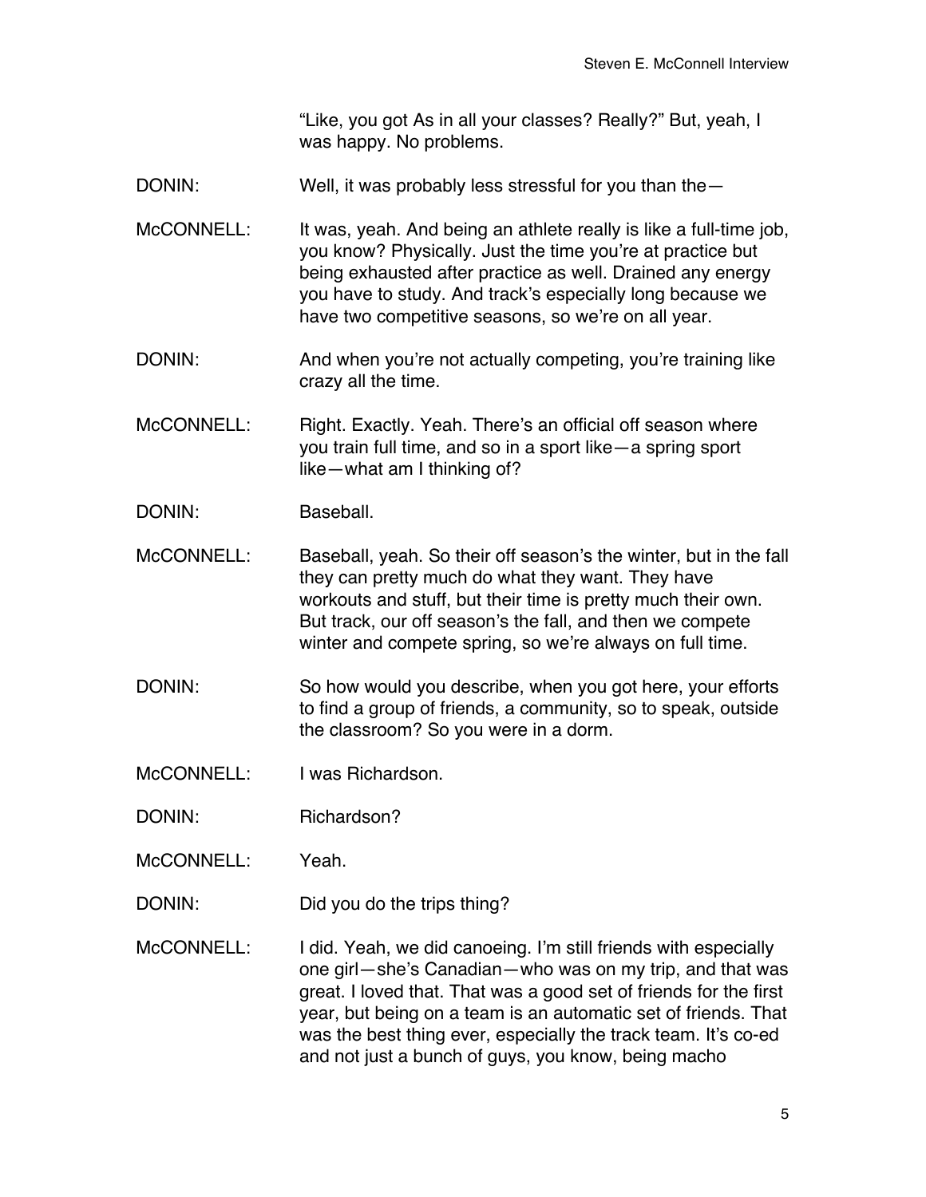"Like, you got As in all your classes? Really?" But, yeah, I was happy. No problems.

DONIN: Well, it was probably less stressful for you than the—

McCONNELL: It was, yeah. And being an athlete really is like a full-time job, you know? Physically. Just the time you're at practice but being exhausted after practice as well. Drained any energy you have to study. And track's especially long because we have two competitive seasons, so we're on all year.

DONIN: And when you're not actually competing, you're training like crazy all the time.

McCONNELL: Right. Exactly. Yeah. There's an official off season where you train full time, and so in a sport like—a spring sport like—what am I thinking of?

DONIN: Baseball.

McCONNELL: Baseball, yeah. So their off season's the winter, but in the fall they can pretty much do what they want. They have workouts and stuff, but their time is pretty much their own. But track, our off season's the fall, and then we compete winter and compete spring, so we're always on full time.

DONIN: So how would you describe, when you got here, your efforts to find a group of friends, a community, so to speak, outside the classroom? So you were in a dorm.

McCONNELL: I was Richardson.

DONIN: Richardson?

McCONNELL: Yeah.

DONIN: Did you do the trips thing?

McCONNELL: I did. Yeah, we did canoeing. I'm still friends with especially one girl—she's Canadian—who was on my trip, and that was great. I loved that. That was a good set of friends for the first year, but being on a team is an automatic set of friends. That was the best thing ever, especially the track team. It's co-ed and not just a bunch of guys, you know, being macho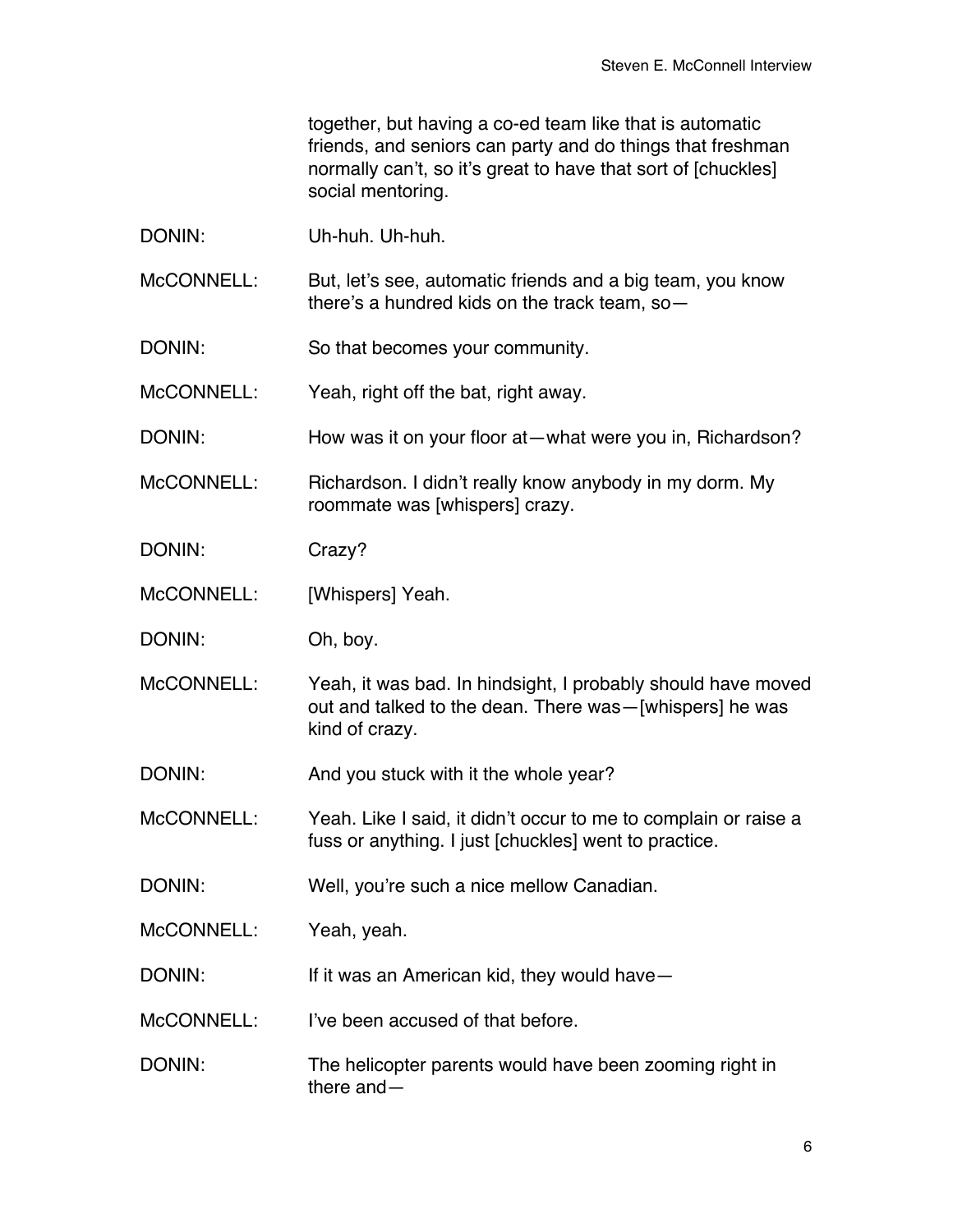together, but having a co-ed team like that is automatic friends, and seniors can party and do things that freshman normally can't, so it's great to have that sort of [chuckles] social mentoring.

DONIN: Uh-huh. Uh-huh.

McCONNELL: But, let's see, automatic friends and a big team, you know there's a hundred kids on the track team, so—

DONIN: So that becomes your community.

McCONNELL: Yeah, right off the bat, right away.

DONIN: How was it on your floor at—what were you in, Richardson?

McCONNELL: Richardson. I didn't really know anybody in my dorm. My roommate was [whispers] crazy.

DONIN: Crazy?

McCONNELL: [Whispers] Yeah.

DONIN: Oh, boy.

McCONNELL: Yeah, it was bad. In hindsight, I probably should have moved out and talked to the dean. There was—[whispers] he was kind of crazy.

DONIN: And you stuck with it the whole year?

McCONNELL: Yeah. Like I said, it didn't occur to me to complain or raise a fuss or anything. I just [chuckles] went to practice.

DONIN: Well, you're such a nice mellow Canadian.

McCONNELL: Yeah, yeah.

DONIN: If it was an American kid, they would have—

McCONNELL: I've been accused of that before.

DONIN: The helicopter parents would have been zooming right in there and—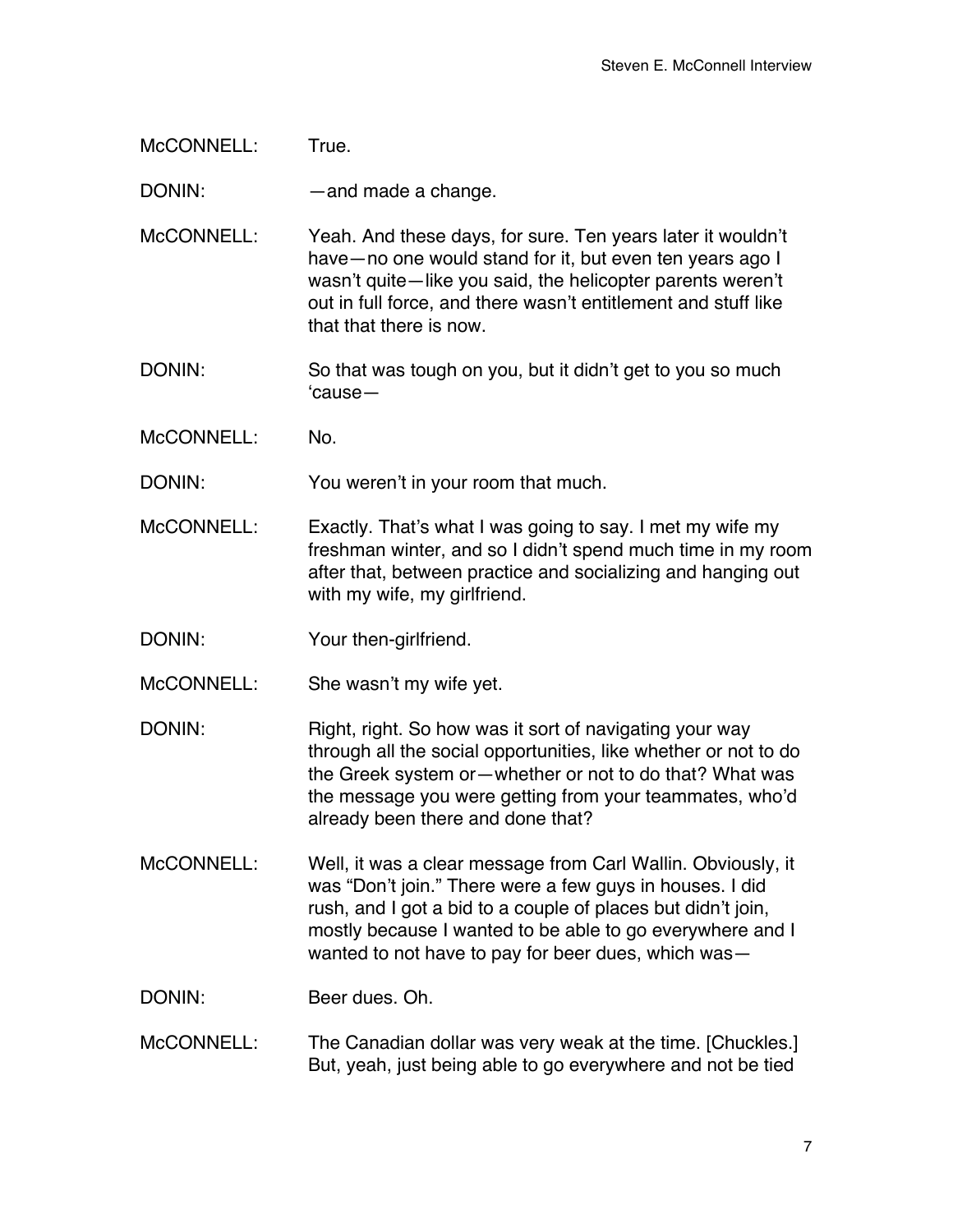McCONNELL: True.

DONIN: —and made a change.

McCONNELL: Yeah. And these days, for sure. Ten years later it wouldn't have—no one would stand for it, but even ten years ago I wasn't quite—like you said, the helicopter parents weren't out in full force, and there wasn't entitlement and stuff like that that there is now.

DONIN: So that was tough on you, but it didn't get to you so much 'cause—

McCONNELL: No.

DONIN: You weren't in your room that much.

McCONNELL: Exactly. That's what I was going to say. I met my wife my freshman winter, and so I didn't spend much time in my room after that, between practice and socializing and hanging out with my wife, my girlfriend.

DONIN: Your then-girlfriend.

McCONNELL: She wasn't my wife yet.

DONIN: Right, right. So how was it sort of navigating your way through all the social opportunities, like whether or not to do the Greek system or—whether or not to do that? What was the message you were getting from your teammates, who'd already been there and done that?

McCONNELL: Well, it was a clear message from Carl Wallin. Obviously, it was "Don't join." There were a few guys in houses. I did rush, and I got a bid to a couple of places but didn't join, mostly because I wanted to be able to go everywhere and I wanted to not have to pay for beer dues, which was—

DONIN: Beer dues. Oh.

McCONNELL: The Canadian dollar was very weak at the time. [Chuckles.] But, yeah, just being able to go everywhere and not be tied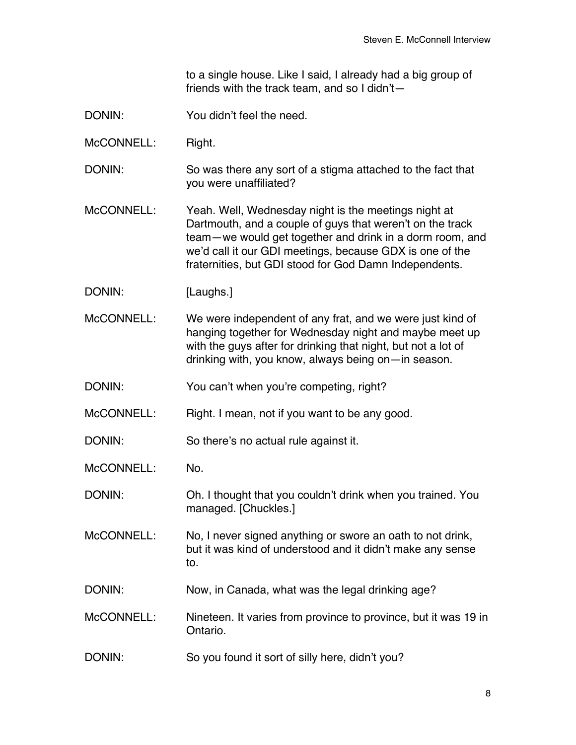to a single house. Like I said, I already had a big group of friends with the track team, and so I didn't—

DONIN: You didn't feel the need.

McCONNELL: Right.

DONIN: So was there any sort of a stigma attached to the fact that you were unaffiliated?

McCONNELL: Yeah. Well, Wednesday night is the meetings night at Dartmouth, and a couple of guys that weren't on the track team—we would get together and drink in a dorm room, and we'd call it our GDI meetings, because GDX is one of the fraternities, but GDI stood for God Damn Independents.

DONIN: [Laughs.]

McCONNELL: We were independent of any frat, and we were just kind of hanging together for Wednesday night and maybe meet up with the guys after for drinking that night, but not a lot of drinking with, you know, always being on—in season.

DONIN: You can't when you're competing, right?

McCONNELL: Right. I mean, not if you want to be any good.

DONIN: So there's no actual rule against it.

McCONNELL: No.

DONIN: Oh. I thought that you couldn't drink when you trained. You managed. [Chuckles.]

McCONNELL: No, I never signed anything or swore an oath to not drink, but it was kind of understood and it didn't make any sense to.

DONIN: Now, in Canada, what was the legal drinking age?

McCONNELL: Nineteen. It varies from province to province, but it was 19 in Ontario.

DONIN: So you found it sort of silly here, didn't you?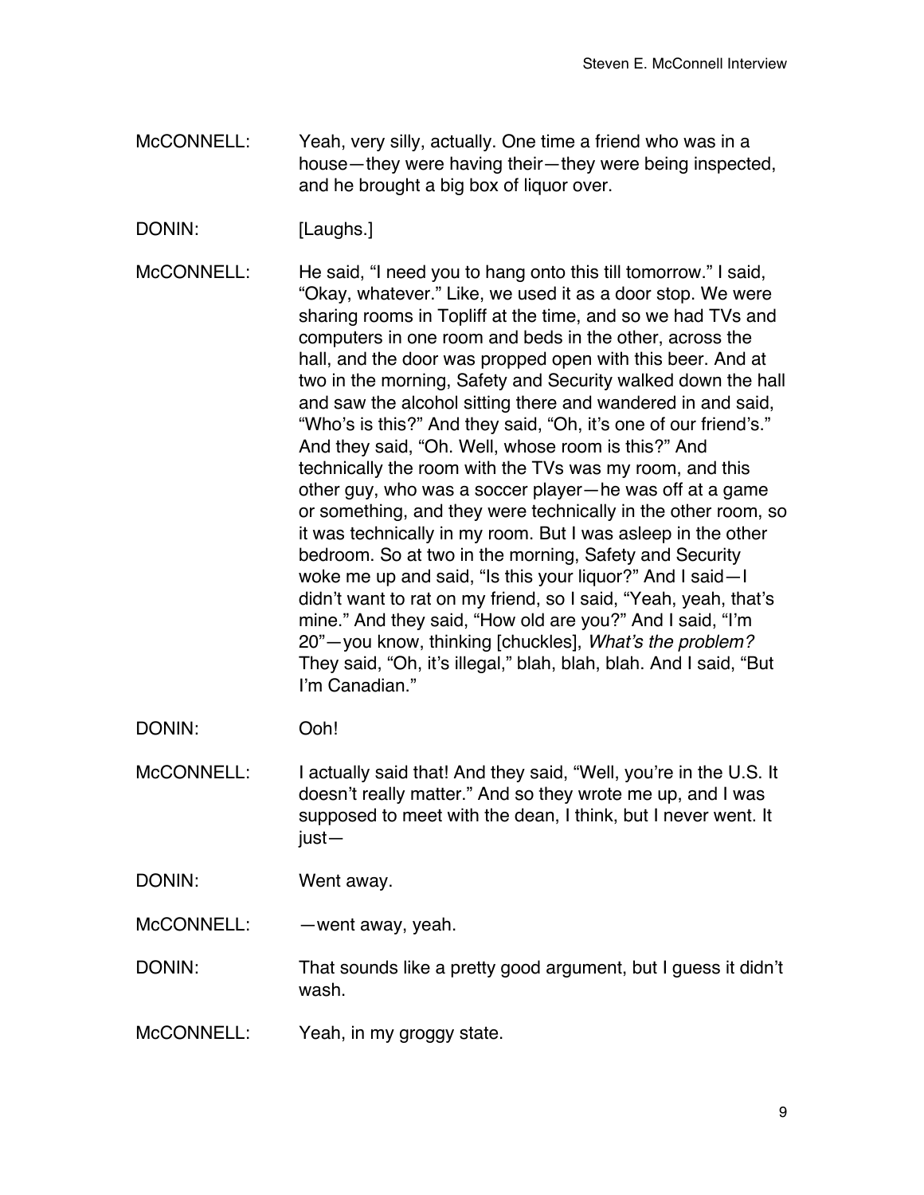McCONNELL: Yeah, very silly, actually. One time a friend who was in a house—they were having their—they were being inspected, and he brought a big box of liquor over.

DONIN: [Laughs.]

McCONNELL: He said, "I need you to hang onto this till tomorrow." I said, "Okay, whatever." Like, we used it as a door stop. We were sharing rooms in Topliff at the time, and so we had TVs and computers in one room and beds in the other, across the hall, and the door was propped open with this beer. And at two in the morning, Safety and Security walked down the hall and saw the alcohol sitting there and wandered in and said, "Who's is this?" And they said, "Oh, it's one of our friend's." And they said, "Oh. Well, whose room is this?" And technically the room with the TVs was my room, and this other guy, who was a soccer player—he was off at a game or something, and they were technically in the other room, so it was technically in my room. But I was asleep in the other bedroom. So at two in the morning, Safety and Security woke me up and said, "Is this your liquor?" And I said—I didn't want to rat on my friend, so I said, "Yeah, yeah, that's mine." And they said, "How old are you?" And I said, "I'm 20"—you know, thinking [chuckles], *What's the problem?* They said, "Oh, it's illegal," blah, blah, blah. And I said, "But I'm Canadian."

DONIN: Ooh!

McCONNELL: I actually said that! And they said, "Well, you're in the U.S. It doesn't really matter." And so they wrote me up, and I was supposed to meet with the dean, I think, but I never went. It just—

DONIN: Went away.

McCONNELL: —went away, yeah.

DONIN: That sounds like a pretty good argument, but I guess it didn't wash.

McCONNELL: Yeah, in my groggy state.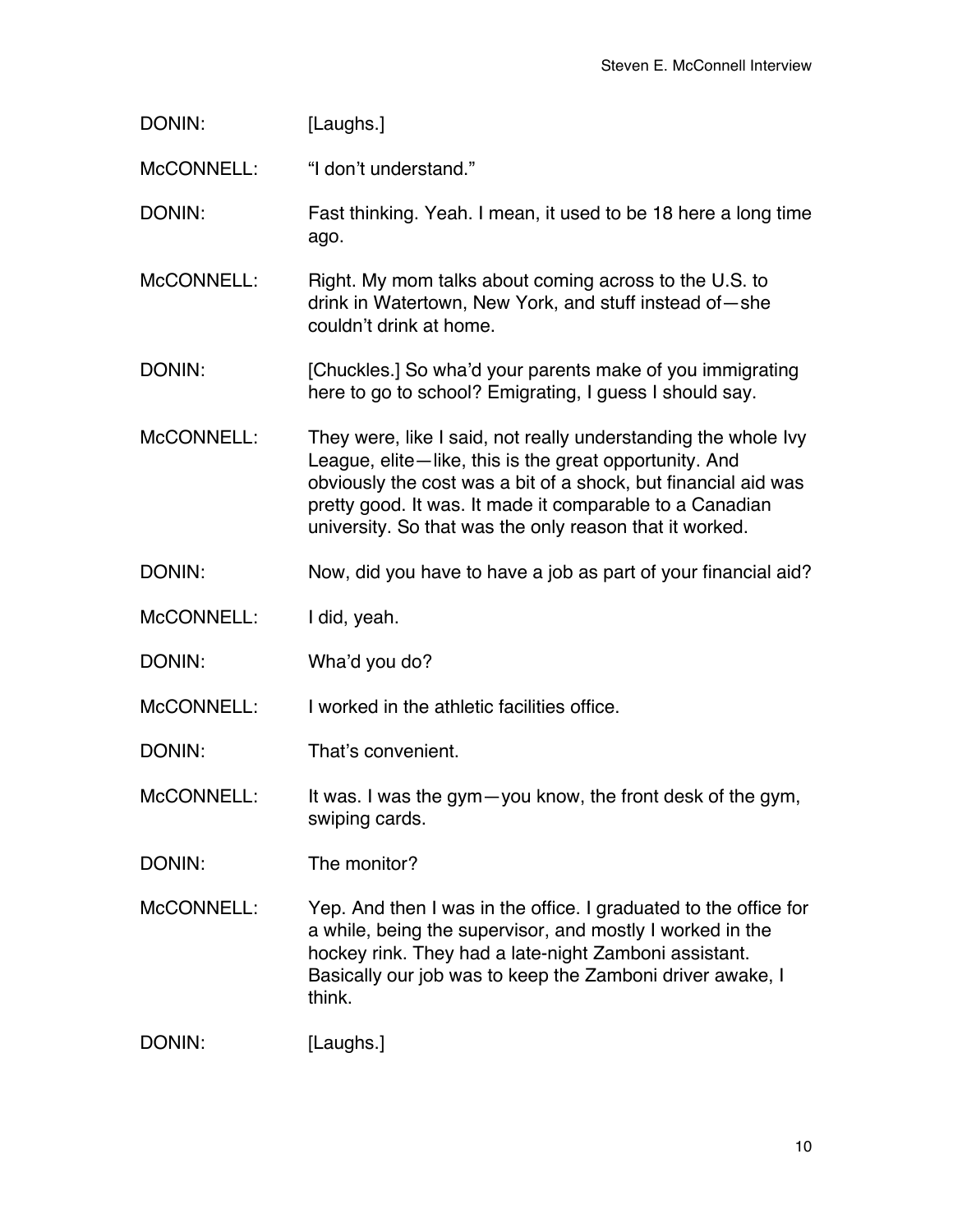DONIN: [Laughs.]

McCONNELL: "I don't understand."

DONIN: Fast thinking. Yeah. I mean, it used to be 18 here a long time ago.

McCONNELL: Right. My mom talks about coming across to the U.S. to drink in Watertown, New York, and stuff instead of—she couldn't drink at home.

DONIN: [Chuckles.] So wha'd your parents make of you immigrating here to go to school? Emigrating, I guess I should say.

McCONNELL: They were, like I said, not really understanding the whole Ivy League, elite—like, this is the great opportunity. And obviously the cost was a bit of a shock, but financial aid was pretty good. It was. It made it comparable to a Canadian university. So that was the only reason that it worked.

DONIN: Now, did you have to have a job as part of your financial aid?

McCONNELL: I did, yeah.

DONIN: Wha'd you do?

McCONNELL: I worked in the athletic facilities office.

DONIN: That's convenient.

McCONNELL: It was. I was the gym—you know, the front desk of the gym, swiping cards.

DONIN: The monitor?

McCONNELL: Yep. And then I was in the office. I graduated to the office for a while, being the supervisor, and mostly I worked in the hockey rink. They had a late-night Zamboni assistant. Basically our job was to keep the Zamboni driver awake, I think.

DONIN: [Laughs.]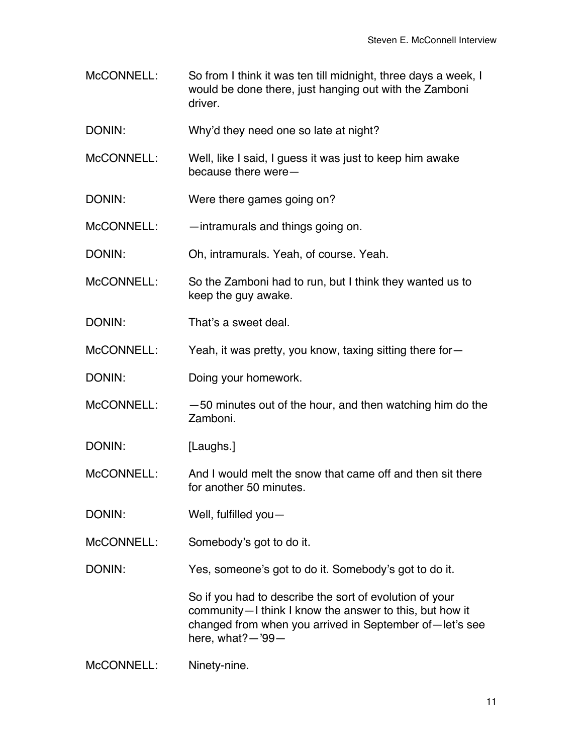McCONNELL: So from I think it was ten till midnight, three days a week, I would be done there, just hanging out with the Zamboni driver.

DONIN: Why'd they need one so late at night?

McCONNELL: Well, like I said, I guess it was just to keep him awake because there were—

DONIN: Were there games going on?

McCONNELL: —intramurals and things going on.

DONIN: Oh, intramurals. Yeah, of course. Yeah.

McCONNELL: So the Zamboni had to run, but I think they wanted us to keep the guy awake.

DONIN: That's a sweet deal.

McCONNELL: Yeah, it was pretty, you know, taxing sitting there for—

DONIN: Doing your homework.

McCONNELL: —50 minutes out of the hour, and then watching him do the Zamboni.

DONIN: [Laughs.]

McCONNELL: And I would melt the snow that came off and then sit there for another 50 minutes.

DONIN: Well, fulfilled you—

McCONNELL: Somebody's got to do it.

DONIN: Yes, someone's got to do it. Somebody's got to do it.

So if you had to describe the sort of evolution of your community—I think I know the answer to this, but how it changed from when you arrived in September of—let's see here, what?—'99—

McCONNELL: Ninety-nine.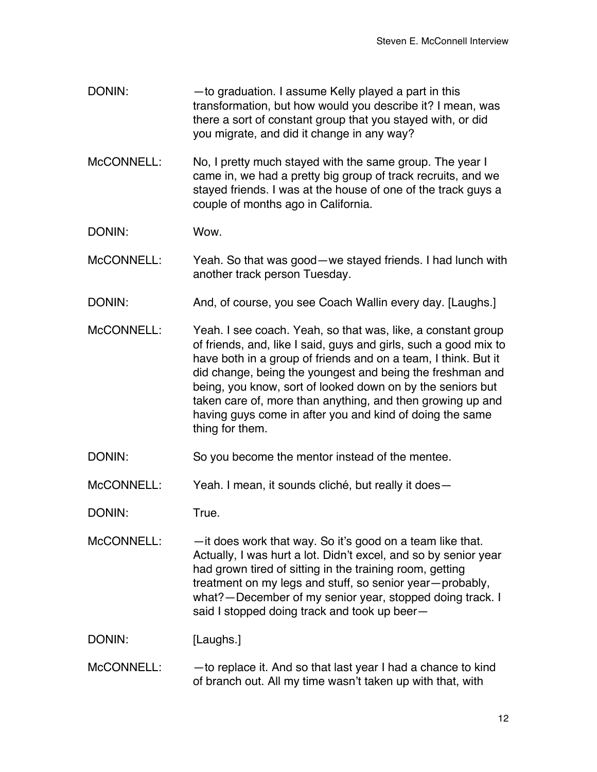DONIN: —to graduation. I assume Kelly played a part in this transformation, but how would you describe it? I mean, was there a sort of constant group that you stayed with, or did you migrate, and did it change in any way?

McCONNELL: No, I pretty much stayed with the same group. The year I came in, we had a pretty big group of track recruits, and we stayed friends. I was at the house of one of the track guys a couple of months ago in California.

DONIN: Wow.

McCONNELL: Yeah. So that was good—we stayed friends. I had lunch with another track person Tuesday.

DONIN: And, of course, you see Coach Wallin every day. [Laughs.]

McCONNELL: Yeah. I see coach. Yeah, so that was, like, a constant group of friends, and, like I said, guys and girls, such a good mix to have both in a group of friends and on a team, I think. But it did change, being the youngest and being the freshman and being, you know, sort of looked down on by the seniors but taken care of, more than anything, and then growing up and having guys come in after you and kind of doing the same thing for them.

DONIN: So you become the mentor instead of the mentee.

McCONNELL: Yeah. I mean, it sounds cliché, but really it does—

DONIN: True.

McCONNELL: —it does work that way. So it's good on a team like that. Actually, I was hurt a lot. Didn't excel, and so by senior year had grown tired of sitting in the training room, getting treatment on my legs and stuff, so senior year—probably, what?—December of my senior year, stopped doing track. I said I stopped doing track and took up beer—

DONIN: [Laughs.]

McCONNELL: —to replace it. And so that last year I had a chance to kind of branch out. All my time wasn't taken up with that, with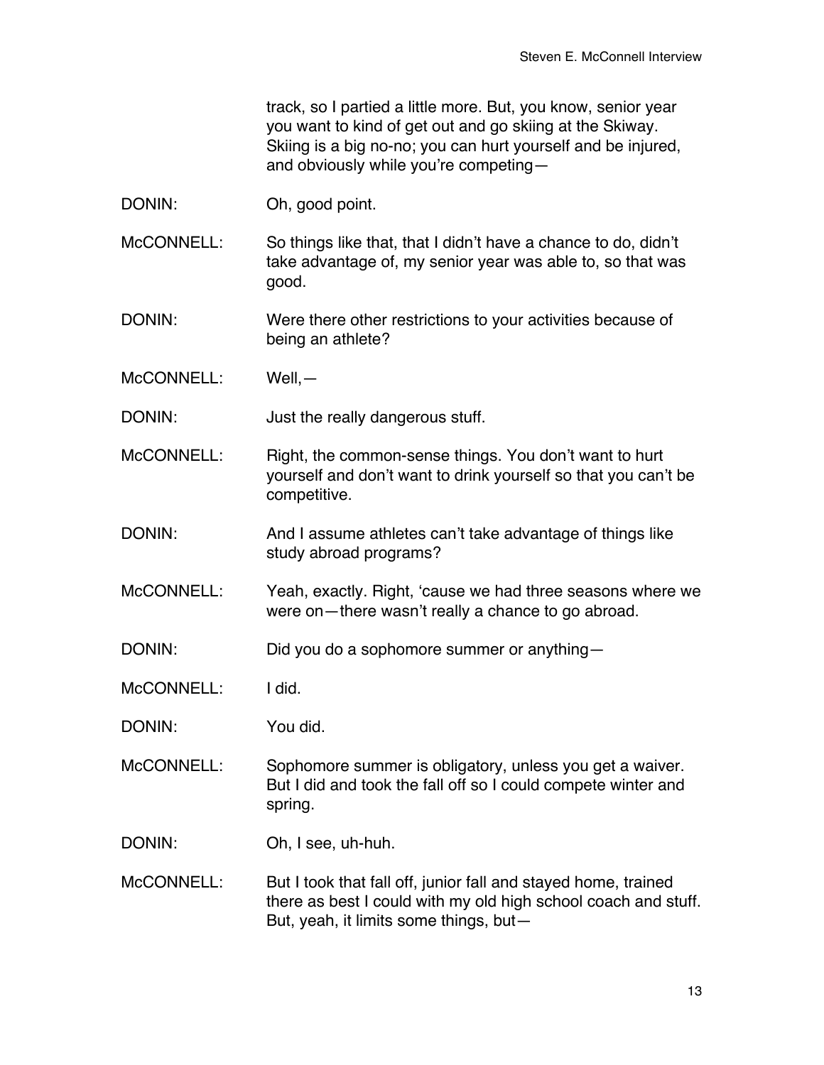track, so I partied a little more. But, you know, senior year you want to kind of get out and go skiing at the Skiway. Skiing is a big no-no; you can hurt yourself and be injured, and obviously while you're competing—

DONIN: Oh, good point.

McCONNELL: So things like that, that I didn't have a chance to do, didn't take advantage of, my senior year was able to, so that was good.

DONIN: Were there other restrictions to your activities because of being an athlete?

McCONNELL: Well,—

DONIN: Just the really dangerous stuff.

McCONNELL: Right, the common-sense things. You don't want to hurt yourself and don't want to drink yourself so that you can't be competitive.

DONIN: And I assume athletes can't take advantage of things like study abroad programs?

McCONNELL: Yeah, exactly. Right, 'cause we had three seasons where we were on—there wasn't really a chance to go abroad.

DONIN: Did you do a sophomore summer or anything—

McCONNELL: I did.

DONIN: You did.

McCONNELL: Sophomore summer is obligatory, unless you get a waiver. But I did and took the fall off so I could compete winter and spring.

DONIN: Oh, I see, uh-huh.

McCONNELL: But I took that fall off, junior fall and stayed home, trained there as best I could with my old high school coach and stuff. But, yeah, it limits some things, but—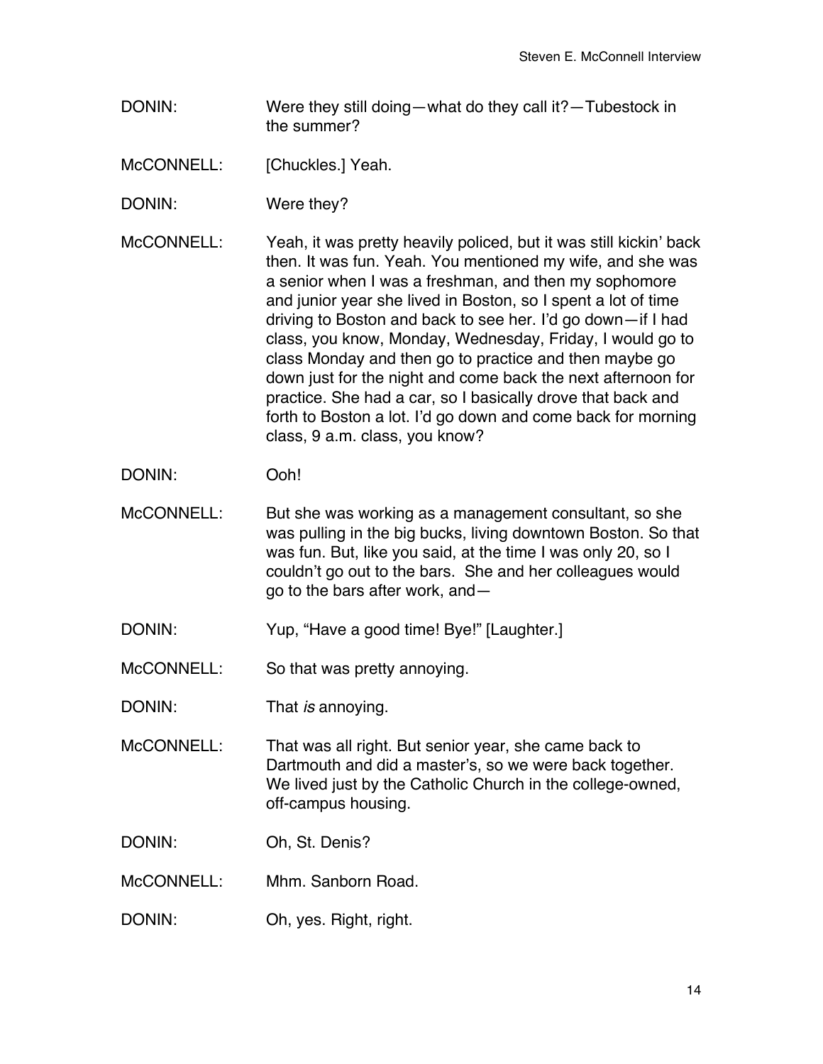DONIN: Were they still doing—what do they call it?—Tubestock in the summer?

McCONNELL: [Chuckles.] Yeah.

DONIN: Were they?

McCONNELL: Yeah, it was pretty heavily policed, but it was still kickin' back then. It was fun. Yeah. You mentioned my wife, and she was a senior when I was a freshman, and then my sophomore and junior year she lived in Boston, so I spent a lot of time driving to Boston and back to see her. I'd go down—if I had class, you know, Monday, Wednesday, Friday, I would go to class Monday and then go to practice and then maybe go down just for the night and come back the next afternoon for practice. She had a car, so I basically drove that back and forth to Boston a lot. I'd go down and come back for morning class, 9 a.m. class, you know?

DONIN: Ooh!

McCONNELL: But she was working as a management consultant, so she was pulling in the big bucks, living downtown Boston. So that was fun. But, like you said, at the time I was only 20, so I couldn't go out to the bars. She and her colleagues would go to the bars after work, and—

DONIN: Yup, "Have a good time! Bye!" [Laughter.]

McCONNELL: So that was pretty annoying.

DONIN: That *is* annoying.

McCONNELL: That was all right. But senior year, she came back to Dartmouth and did a master's, so we were back together. We lived just by the Catholic Church in the college-owned, off-campus housing.

DONIN: Oh, St. Denis?

McCONNELL: Mhm. Sanborn Road.

DONIN: Oh, yes. Right, right.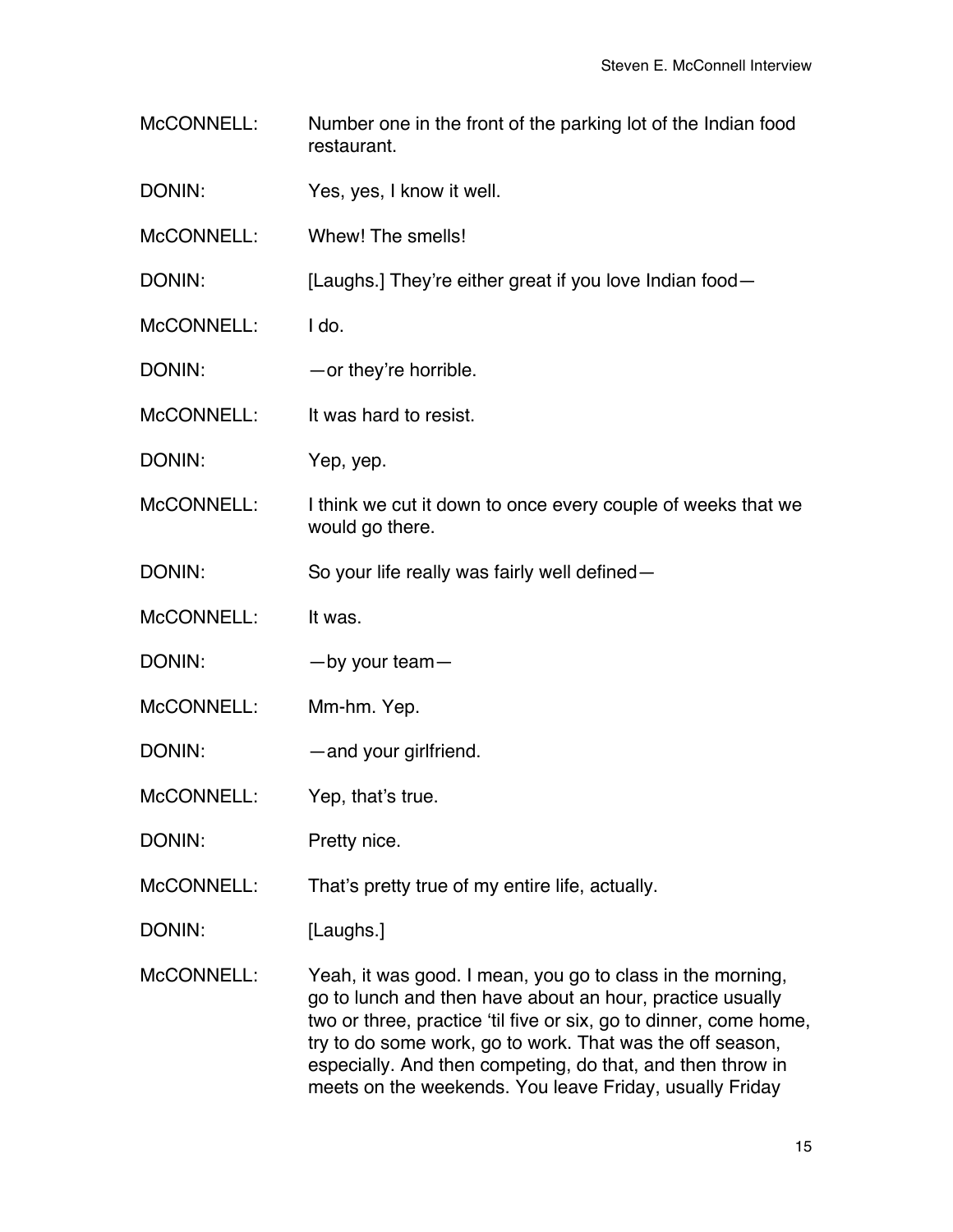McCONNELL: Number one in the front of the parking lot of the Indian food restaurant.

DONIN: Yes, yes, I know it well.

McCONNELL: Whew! The smells!

DONIN: [Laughs.] They're either great if you love Indian food—

McCONNELL: I do.

DONIN: —or they're horrible.

McCONNELL: It was hard to resist.

DONIN: Yep, yep.

McCONNELL: I think we cut it down to once every couple of weeks that we would go there.

DONIN: So your life really was fairly well defined—

McCONNELL: It was.

DONIN: —by your team—

McCONNELL: Mm-hm. Yep.

DONIN: —and your girlfriend.

McCONNELL: Yep, that's true.

DONIN: Pretty nice.

McCONNELL: That's pretty true of my entire life, actually.

DONIN: [Laughs.]

McCONNELL: Yeah, it was good. I mean, you go to class in the morning, go to lunch and then have about an hour, practice usually two or three, practice 'til five or six, go to dinner, come home, try to do some work, go to work. That was the off season, especially. And then competing, do that, and then throw in meets on the weekends. You leave Friday, usually Friday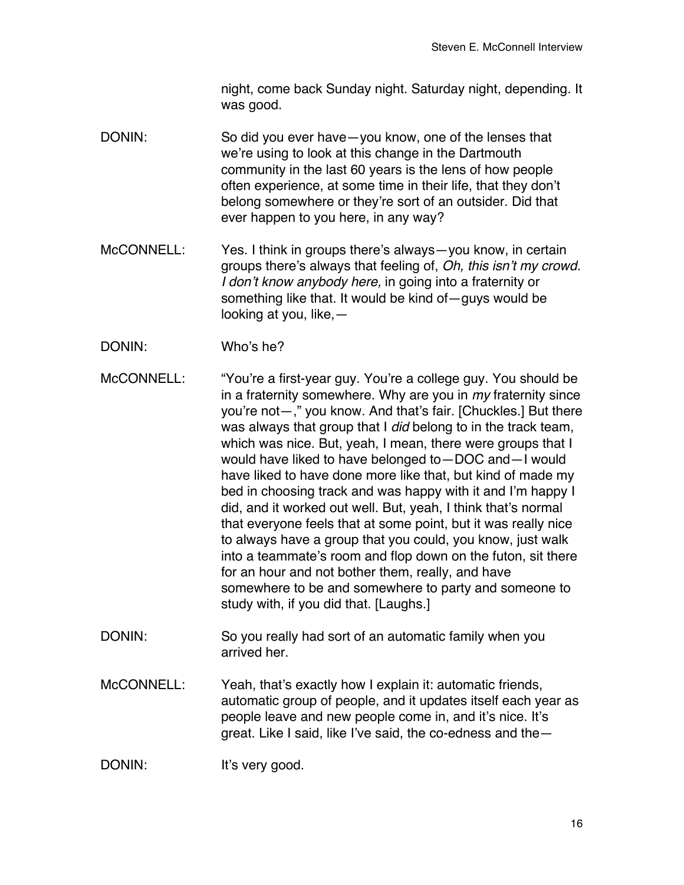night, come back Sunday night. Saturday night, depending. It was good.

DONIN: So did you ever have—you know, one of the lenses that we're using to look at this change in the Dartmouth community in the last 60 years is the lens of how people often experience, at some time in their life, that they don't belong somewhere or they're sort of an outsider. Did that ever happen to you here, in any way?

McCONNELL: Yes. I think in groups there's always—you know, in certain groups there's always that feeling of, *Oh, this isn't my crowd. I don't know anybody here,* in going into a fraternity or something like that. It would be kind of—guys would be looking at you, like,—

DONIN: Who's he?

McCONNELL: "You're a first-year guy. You're a college guy. You should be in a fraternity somewhere. Why are you in *my* fraternity since you're not—," you know. And that's fair. [Chuckles.] But there was always that group that I *did* belong to in the track team, which was nice. But, yeah, I mean, there were groups that I would have liked to have belonged to—DOC and—I would have liked to have done more like that, but kind of made my bed in choosing track and was happy with it and I'm happy I did, and it worked out well. But, yeah, I think that's normal that everyone feels that at some point, but it was really nice to always have a group that you could, you know, just walk into a teammate's room and flop down on the futon, sit there for an hour and not bother them, really, and have somewhere to be and somewhere to party and someone to study with, if you did that. [Laughs.]

DONIN: So you really had sort of an automatic family when you arrived her.

McCONNELL: Yeah, that's exactly how I explain it: automatic friends, automatic group of people, and it updates itself each year as people leave and new people come in, and it's nice. It's great. Like I said, like I've said, the co-edness and the—

DONIN: It's very good.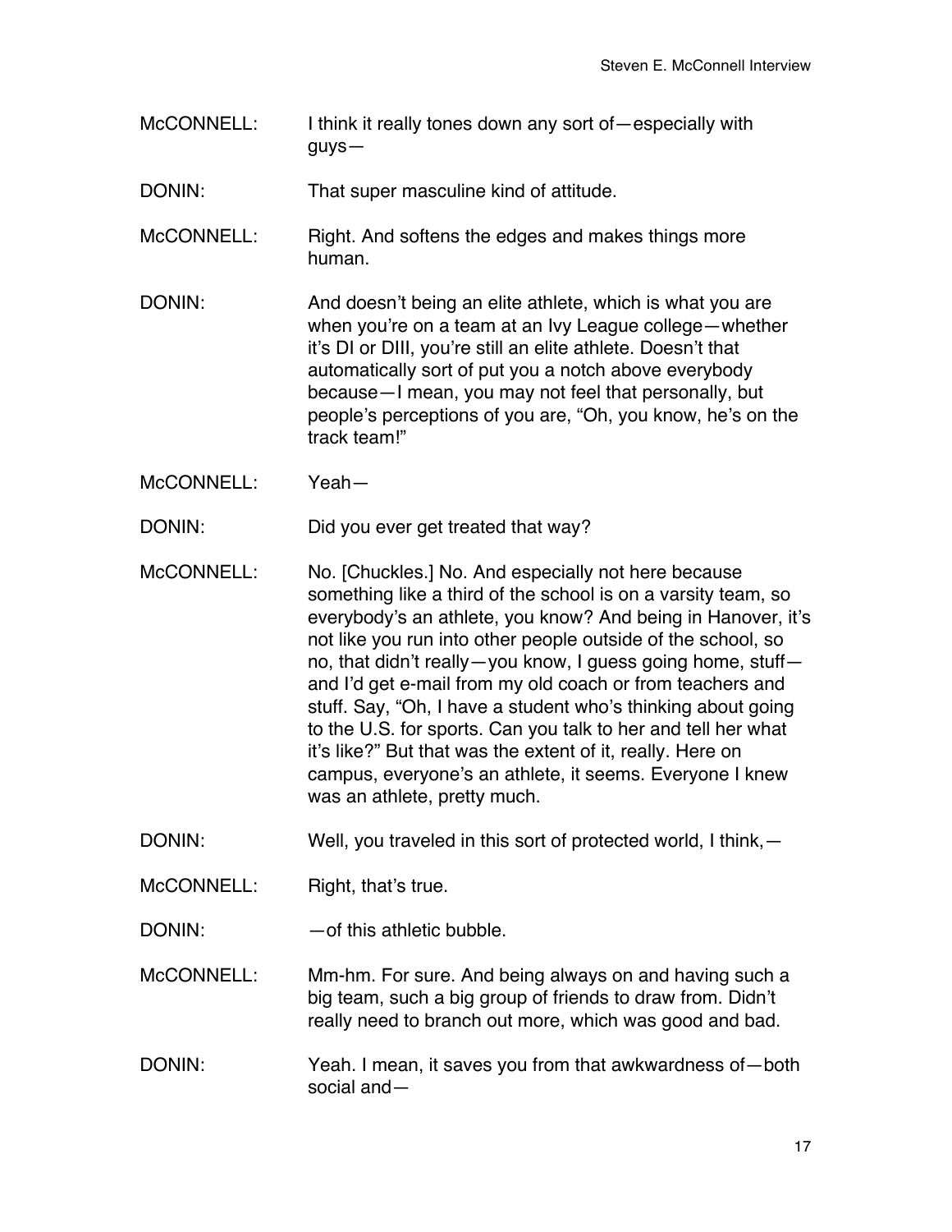McCONNELL: I think it really tones down any sort of—especially with guys—

DONIN: That super masculine kind of attitude.

McCONNELL: Right. And softens the edges and makes things more human.

DONIN: And doesn't being an elite athlete, which is what you are when you're on a team at an Ivy League college—whether it's DI or DIII, you're still an elite athlete. Doesn't that automatically sort of put you a notch above everybody because—I mean, you may not feel that personally, but people's perceptions of you are, "Oh, you know, he's on the track team!"

McCONNELL: Yeah—

DONIN: Did you ever get treated that way?

McCONNELL: No. [Chuckles.] No. And especially not here because something like a third of the school is on a varsity team, so everybody's an athlete, you know? And being in Hanover, it's not like you run into other people outside of the school, so no, that didn't really—you know, I guess going home, stuff—and I'd get e-mail from my old coach or from teachers and stuff. Say, "Oh, I have a student who's thinking about going to the U.S. for sports. Can you talk to her and tell her what it's like?" But that was the extent of it, really. Here on campus, everyone's an athlete, it seems. Everyone I knew was an athlete, pretty much.

DONIN: Well, you traveled in this sort of protected world, I think,—

McCONNELL: Right, that's true.

DONIN: —of this athletic bubble.

McCONNELL: Mm-hm. For sure. And being always on and having such a big team, such a big group of friends to draw from. Didn't really need to branch out more, which was good and bad.

DONIN: Yeah. I mean, it saves you from that awkwardness of—both social and—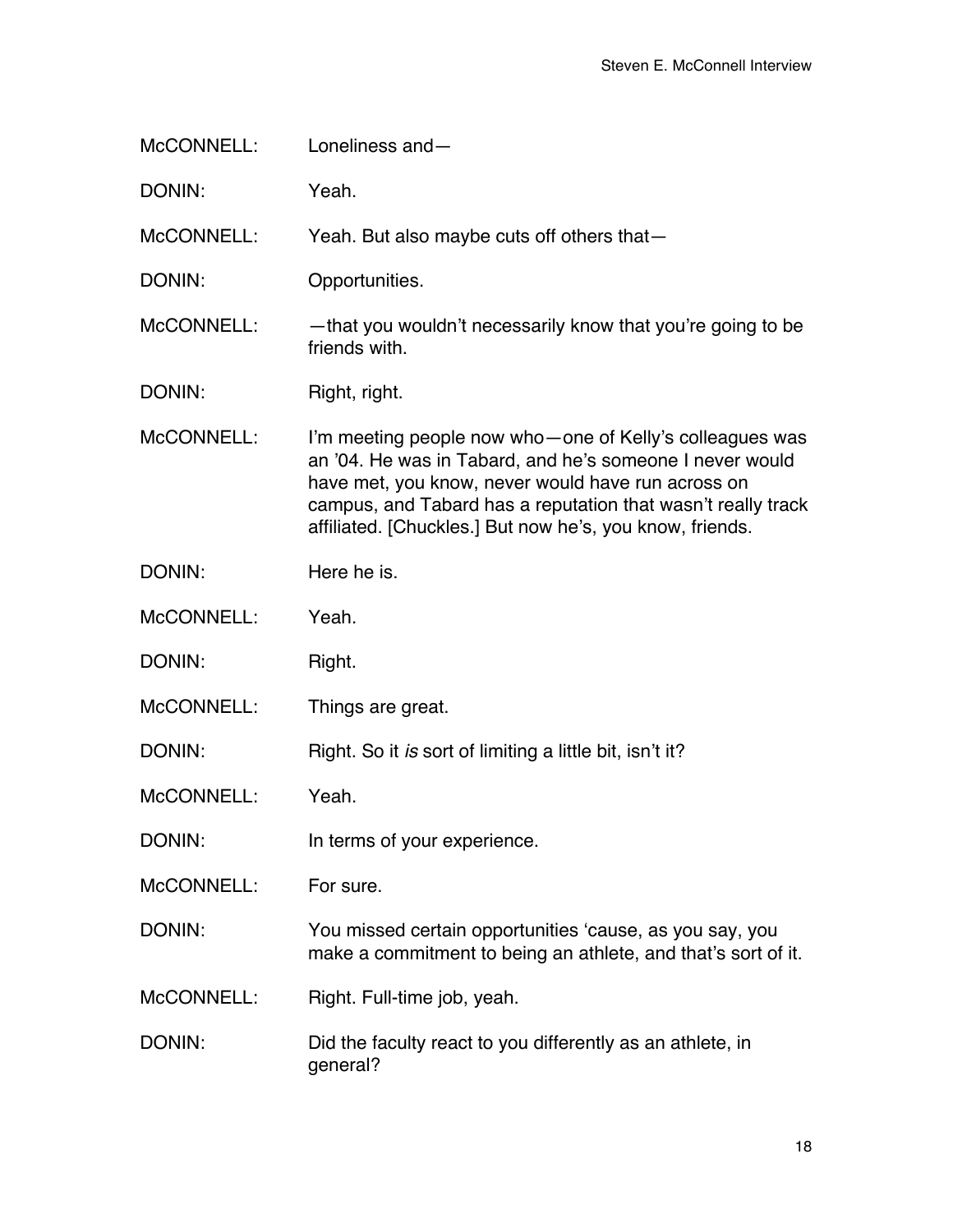McCONNELL: Loneliness and—

DONIN: Yeah.

McCONNELL: Yeah. But also maybe cuts off others that—

DONIN: Opportunities.

McCONNELL: —that you wouldn't necessarily know that you're going to be friends with.

DONIN: Right, right.

McCONNELL: I'm meeting people now who—one of Kelly's colleagues was an '04. He was in Tabard, and he's someone I never would have met, you know, never would have run across on campus, and Tabard has a reputation that wasn't really track affiliated. [Chuckles.] But now he's, you know, friends.

DONIN: Here he is.

McCONNELL: Yeah.

DONIN: Right.

McCONNELL: Things are great.

DONIN: Right. So it *is* sort of limiting a little bit, isn't it?

McCONNELL: Yeah.

DONIN: In terms of your experience.

McCONNELL: For sure.

DONIN: You missed certain opportunities 'cause, as you say, you make a commitment to being an athlete, and that's sort of it.

McCONNELL: Right. Full-time job, yeah.

DONIN: Did the faculty react to you differently as an athlete, in general?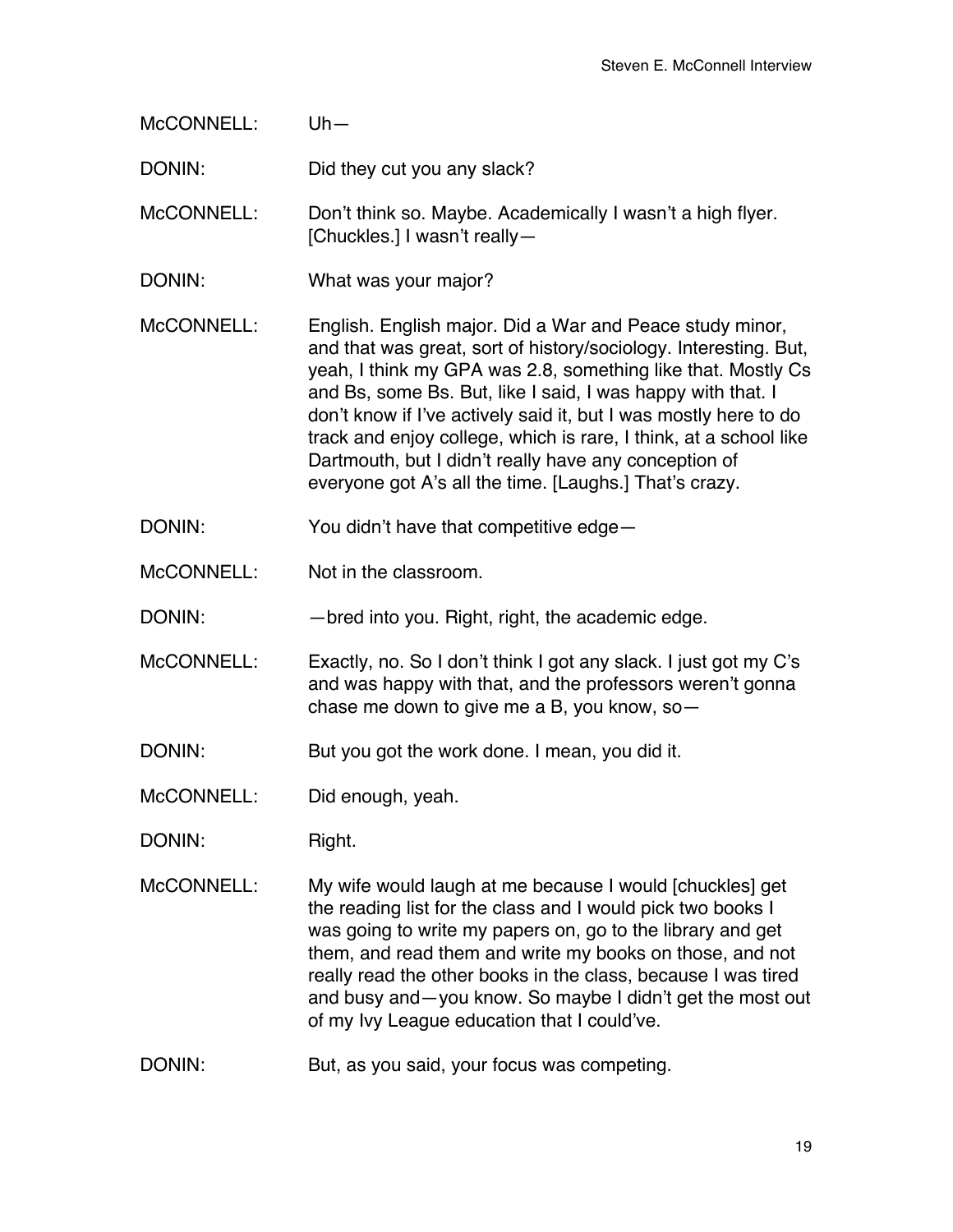McCONNELL: Uh—

DONIN: Did they cut you any slack?

McCONNELL: Don't think so. Maybe. Academically I wasn't a high flyer. [Chuckles.] I wasn't really—

DONIN: What was your major?

McCONNELL: English. English major. Did a War and Peace study minor, and that was great, sort of history/sociology. Interesting. But, yeah, I think my GPA was 2.8, something like that. Mostly Cs and Bs, some Bs. But, like I said, I was happy with that. I don't know if I've actively said it, but I was mostly here to do track and enjoy college, which is rare, I think, at a school like Dartmouth, but I didn't really have any conception of everyone got A's all the time. [Laughs.] That's crazy.

DONIN: You didn't have that competitive edge—

McCONNELL: Not in the classroom.

DONIN: —bred into you. Right, right, the academic edge.

McCONNELL: Exactly, no. So I don't think I got any slack. I just got my C's and was happy with that, and the professors weren't gonna chase me down to give me a B, you know, so—

DONIN: But you got the work done. I mean, you did it.

McCONNELL: Did enough, yeah.

DONIN: Right.

McCONNELL: My wife would laugh at me because I would [chuckles] get the reading list for the class and I would pick two books I was going to write my papers on, go to the library and get them, and read them and write my books on those, and not really read the other books in the class, because I was tired and busy and—you know. So maybe I didn't get the most out of my Ivy League education that I could've.

DONIN: But, as you said, your focus was competing.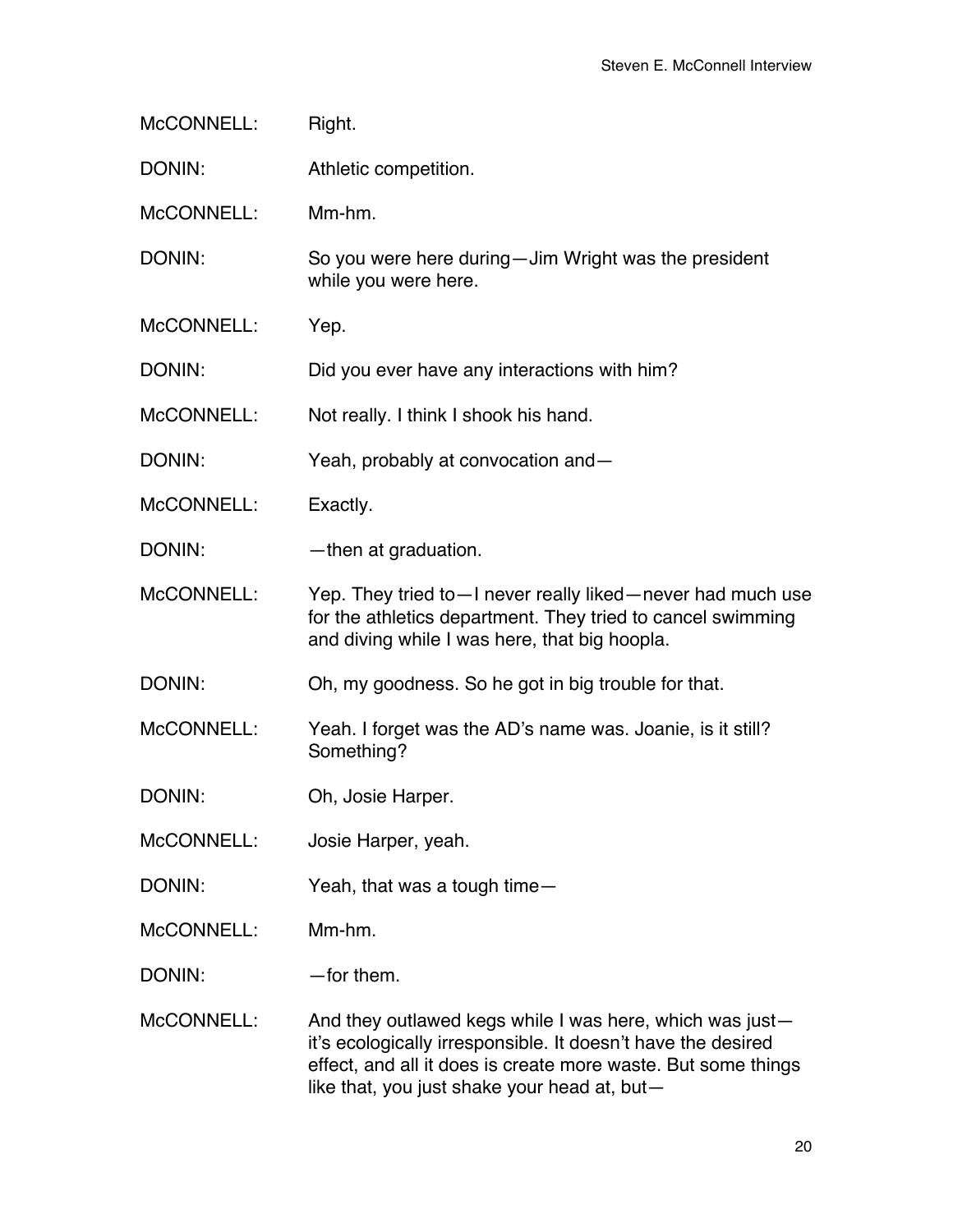McCONNELL: Right.

DONIN: Athletic competition.

McCONNELL: Mm-hm.

DONIN: So you were here during—Jim Wright was the president while you were here.

McCONNELL: Yep.

DONIN: Did you ever have any interactions with him?

McCONNELL: Not really. I think I shook his hand.

DONIN: Yeah, probably at convocation and—

McCONNELL: Exactly.

DONIN: —then at graduation.

McCONNELL: Yep. They tried to—I never really liked—never had much use for the athletics department. They tried to cancel swimming and diving while I was here, that big hoopla.

DONIN: Oh, my goodness. So he got in big trouble for that.

McCONNELL: Yeah. I forget was the AD's name was. Joanie, is it still? Something?

DONIN: Oh, Josie Harper.

McCONNELL: Josie Harper, yeah.

DONIN: Yeah, that was a tough time—

McCONNELL: Mm-hm.

DONIN: —for them.

McCONNELL: And they outlawed kegs while I was here, which was just—it's ecologically irresponsible. It doesn't have the desired effect, and all it does is create more waste. But some things like that, you just shake your head at, but—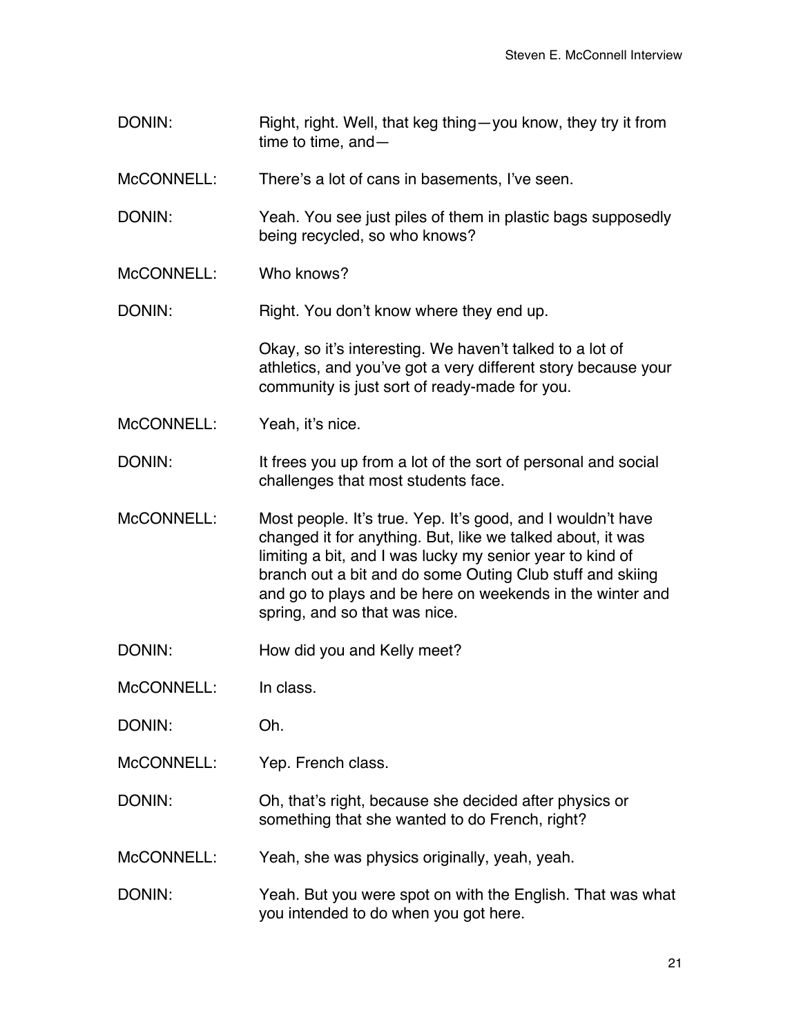DONIN: Right, right. Well, that keg thing—you know, they try it from time to time, and—

McCONNELL: There's a lot of cans in basements, I've seen.

DONIN: Yeah. You see just piles of them in plastic bags supposedly being recycled, so who knows?

McCONNELL: Who knows?

DONIN: Right. You don't know where they end up.

Okay, so it's interesting. We haven't talked to a lot of athletics, and you've got a very different story because your community is just sort of ready-made for you.

McCONNELL: Yeah, it's nice.

DONIN: It frees you up from a lot of the sort of personal and social challenges that most students face.

McCONNELL: Most people. It's true. Yep. It's good, and I wouldn't have changed it for anything. But, like we talked about, it was limiting a bit, and I was lucky my senior year to kind of branch out a bit and do some Outing Club stuff and skiing and go to plays and be here on weekends in the winter and spring, and so that was nice.

DONIN: How did you and Kelly meet?

McCONNELL: In class.

DONIN: Oh.

McCONNELL: Yep. French class.

DONIN: Oh, that's right, because she decided after physics or something that she wanted to do French, right?

McCONNELL: Yeah, she was physics originally, yeah, yeah.

DONIN: Yeah. But you were spot on with the English. That was what you intended to do when you got here.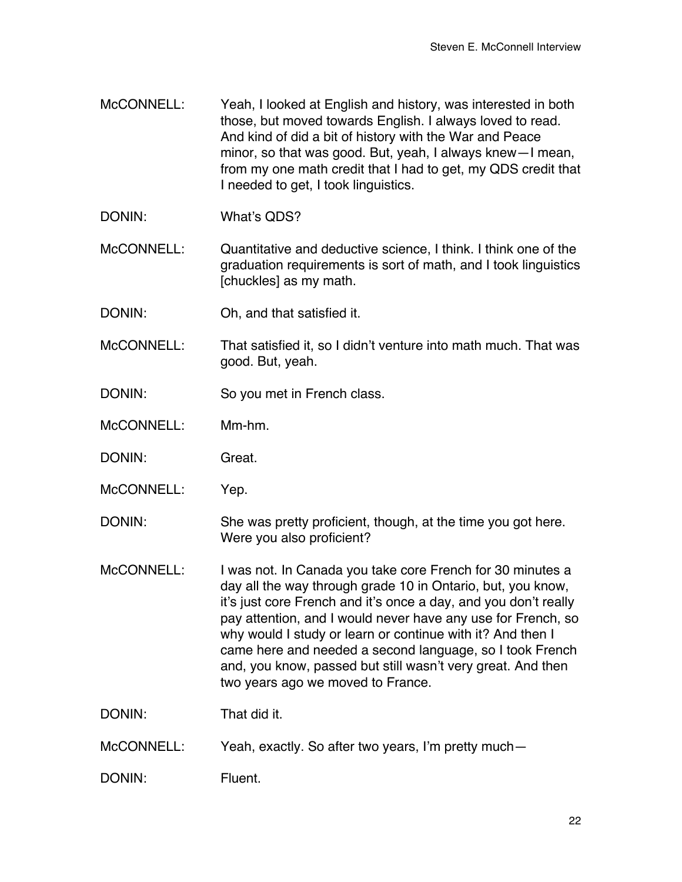McCONNELL: Yeah, I looked at English and history, was interested in both those, but moved towards English. I always loved to read. And kind of did a bit of history with the War and Peace minor, so that was good. But, yeah, I always knew—I mean, from my one math credit that I had to get, my QDS credit that I needed to get, I took linguistics.

DONIN: What's QDS?

McCONNELL: Quantitative and deductive science, I think. I think one of the graduation requirements is sort of math, and I took linguistics [chuckles] as my math.

DONIN: Oh, and that satisfied it.

McCONNELL: That satisfied it, so I didn't venture into math much. That was good. But, yeah.

DONIN: So you met in French class.

McCONNELL: Mm-hm.

DONIN: Great.

McCONNELL: Yep.

DONIN: She was pretty proficient, though, at the time you got here. Were you also proficient?

McCONNELL: I was not. In Canada you take core French for 30 minutes a day all the way through grade 10 in Ontario, but, you know, it's just core French and it's once a day, and you don't really pay attention, and I would never have any use for French, so why would I study or learn or continue with it? And then I came here and needed a second language, so I took French and, you know, passed but still wasn't very great. And then two years ago we moved to France.

DONIN: That did it.

McCONNELL: Yeah, exactly. So after two years, I'm pretty much—

DONIN: Fluent.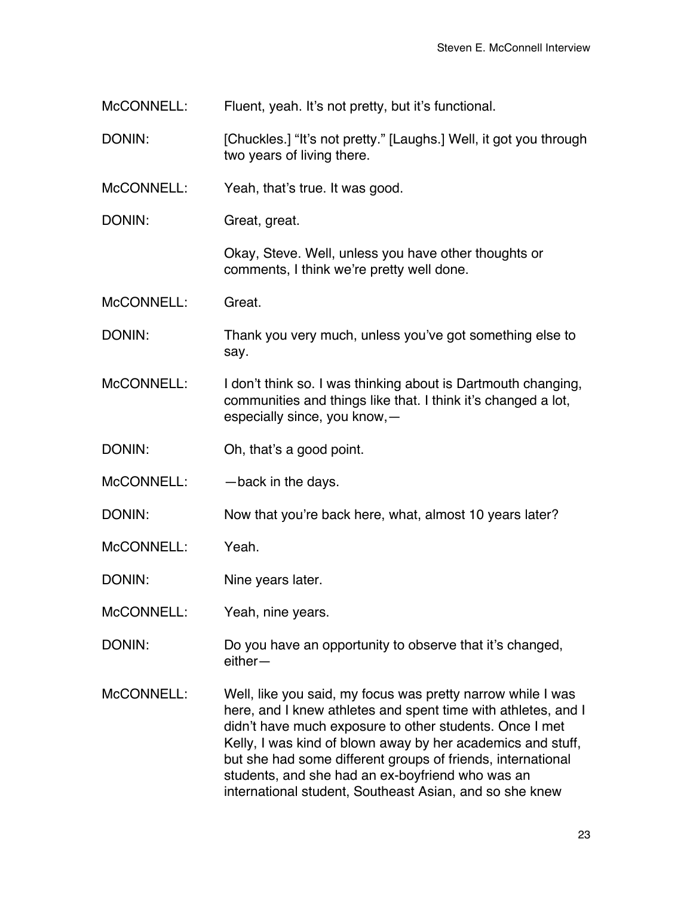McCONNELL: Fluent, yeah. It's not pretty, but it's functional.

DONIN: [Chuckles.] "It's not pretty." [Laughs.] Well, it got you through two years of living there.

McCONNELL: Yeah, that's true. It was good.

DONIN: Great, great.

Okay, Steve. Well, unless you have other thoughts or comments, I think we're pretty well done.

McCONNELL: Great.

DONIN: Thank you very much, unless you've got something else to say.

McCONNELL: I don't think so. I was thinking about is Dartmouth changing, communities and things like that. I think it's changed a lot, especially since, you know,—

DONIN: Oh, that's a good point.

McCONNELL: —back in the days.

DONIN: Now that you're back here, what, almost 10 years later?

McCONNELL: Yeah.

DONIN: Nine years later.

McCONNELL: Yeah, nine years.

DONIN: Do you have an opportunity to observe that it's changed, either—

McCONNELL: Well, like you said, my focus was pretty narrow while I was here, and I knew athletes and spent time with athletes, and I didn't have much exposure to other students. Once I met Kelly, I was kind of blown away by her academics and stuff, but she had some different groups of friends, international students, and she had an ex-boyfriend who was an international student, Southeast Asian, and so she knew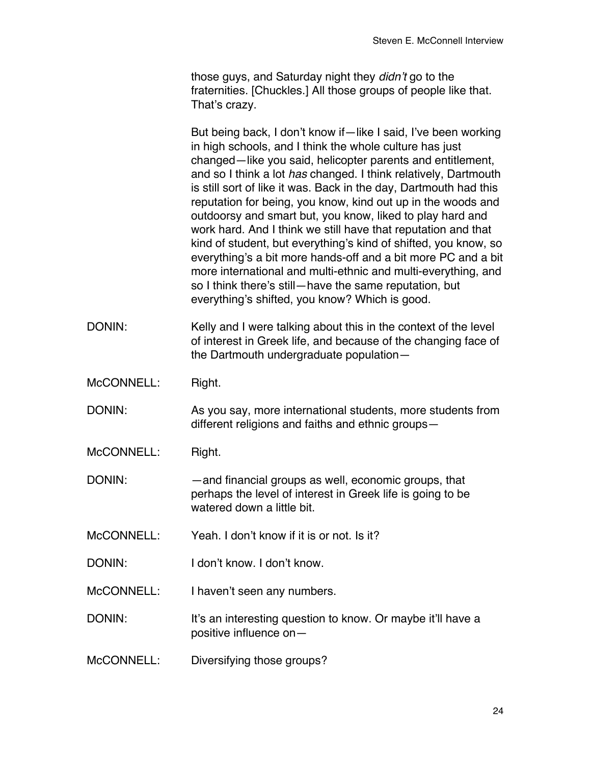those guys, and Saturday night they *didn't* go to the fraternities. [Chuckles.] All those groups of people like that. That's crazy.

But being back, I don't know if—like I said, I've been working in high schools, and I think the whole culture has just changed—like you said, helicopter parents and entitlement, and so I think a lot *has* changed. I think relatively, Dartmouth is still sort of like it was. Back in the day, Dartmouth had this reputation for being, you know, kind out up in the woods and outdoorsy and smart but, you know, liked to play hard and work hard. And I think we still have that reputation and that kind of student, but everything's kind of shifted, you know, so everything's a bit more hands-off and a bit more PC and a bit more international and multi-ethnic and multi-everything, and so I think there's still—have the same reputation, but everything's shifted, you know? Which is good.

DONIN: Kelly and I were talking about this in the context of the level of interest in Greek life, and because of the changing face of the Dartmouth undergraduate population—

McCONNELL: Right.

DONIN: As you say, more international students, more students from different religions and faiths and ethnic groups—

McCONNELL: Right.

DONIN: —and financial groups as well, economic groups, that perhaps the level of interest in Greek life is going to be watered down a little bit.

McCONNELL: Yeah. I don't know if it is or not. Is it?

DONIN: I don't know. I don't know.

McCONNELL: I haven't seen any numbers.

DONIN: It's an interesting question to know. Or maybe it'll have a positive influence on—

McCONNELL: Diversifying those groups?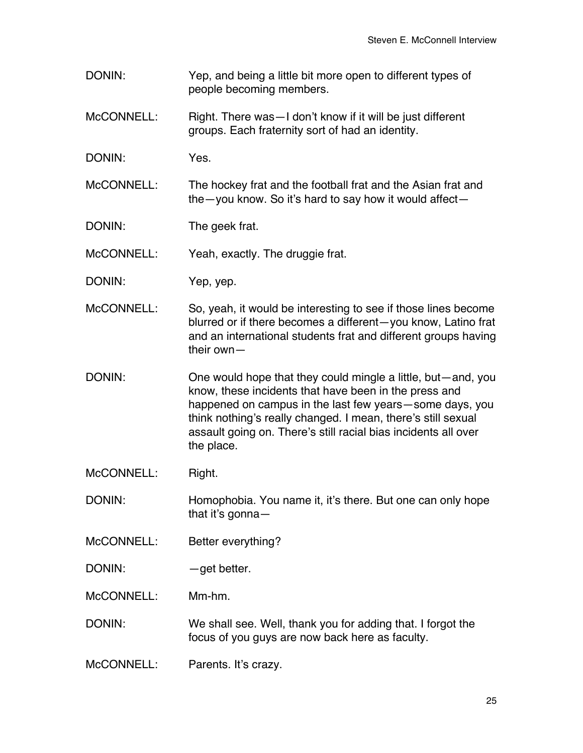DONIN: Yep, and being a little bit more open to different types of people becoming members.

McCONNELL: Right. There was—I don't know if it will be just different groups. Each fraternity sort of had an identity.

DONIN: Yes.

McCONNELL: The hockey frat and the football frat and the Asian frat and the—you know. So it's hard to say how it would affect—

DONIN: The geek frat.

McCONNELL: Yeah, exactly. The druggie frat.

DONIN: Yep, yep.

McCONNELL: So, yeah, it would be interesting to see if those lines become blurred or if there becomes a different—you know, Latino frat and an international students frat and different groups having their own—

DONIN: One would hope that they could mingle a little, but—and, you know, these incidents that have been in the press and happened on campus in the last few years—some days, you think nothing's really changed. I mean, there's still sexual assault going on. There's still racial bias incidents all over the place.

McCONNELL: Right.

DONIN: Homophobia. You name it, it's there. But one can only hope that it's gonna—

McCONNELL: Better everything?

DONIN: —get better.

McCONNELL: Mm-hm.

DONIN: We shall see. Well, thank you for adding that. I forgot the focus of you guys are now back here as faculty.

McCONNELL: Parents. It's crazy.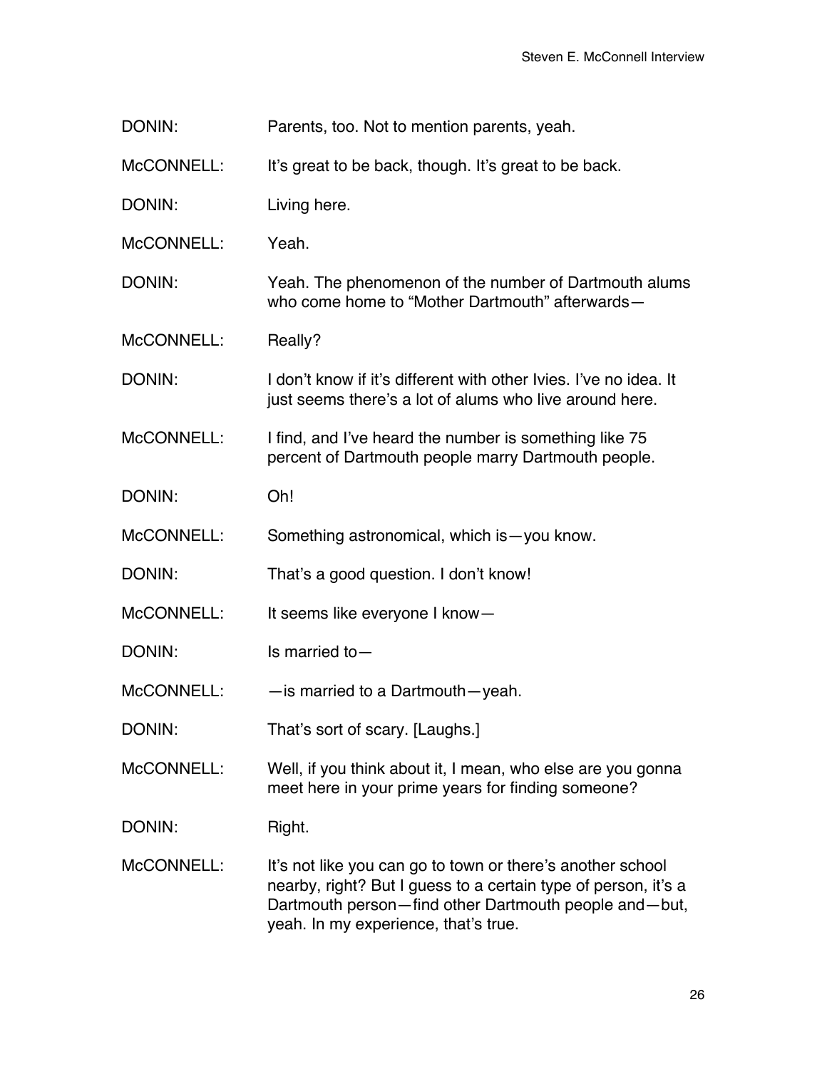DONIN: Parents, too. Not to mention parents, yeah.

McCONNELL: It's great to be back, though. It's great to be back.

DONIN: Living here.

McCONNELL: Yeah.

DONIN: Yeah. The phenomenon of the number of Dartmouth alums who come home to "Mother Dartmouth" afterwards—

McCONNELL: Really?

DONIN: I don't know if it's different with other Ivies. I've no idea. It just seems there's a lot of alums who live around here.

McCONNELL: I find, and I've heard the number is something like 75 percent of Dartmouth people marry Dartmouth people.

DONIN: Oh!

McCONNELL: Something astronomical, which is—you know.

DONIN: That's a good question. I don't know!

McCONNELL: It seems like everyone I know—

DONIN: Is married to—

McCONNELL: —is married to a Dartmouth—yeah.

DONIN: That's sort of scary. [Laughs.]

McCONNELL: Well, if you think about it, I mean, who else are you gonna meet here in your prime years for finding someone?

DONIN: Right.

McCONNELL: It's not like you can go to town or there's another school nearby, right? But I guess to a certain type of person, it's a Dartmouth person—find other Dartmouth people and—but, yeah. In my experience, that's true.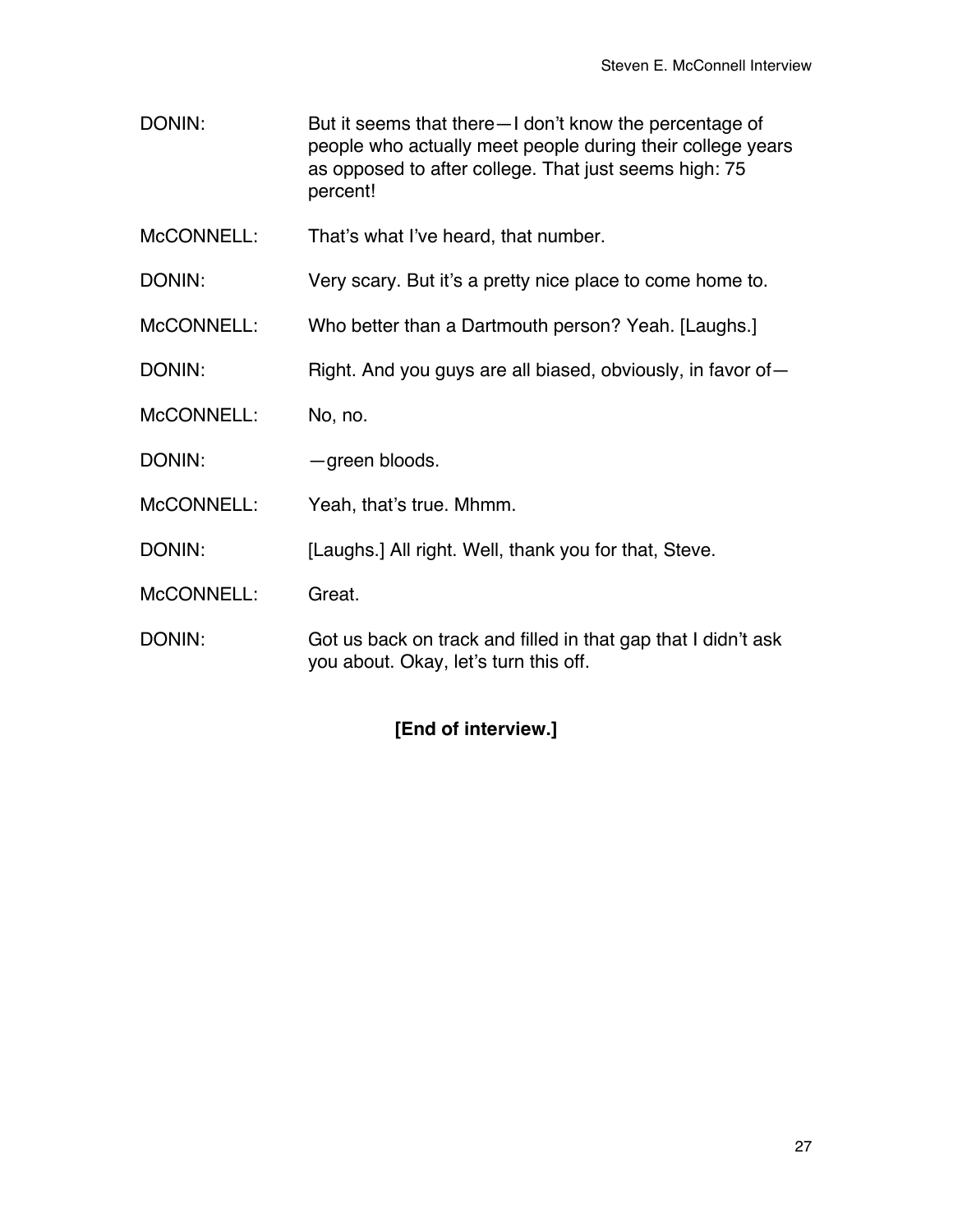DONIN: But it seems that there—I don't know the percentage of people who actually meet people during their college years as opposed to after college. That just seems high: 75 percent!

McCONNELL: That's what I've heard, that number.

DONIN: Very scary. But it's a pretty nice place to come home to.

McCONNELL: Who better than a Dartmouth person? Yeah. [Laughs.]

DONIN: Right. And you guys are all biased, obviously, in favor of—

McCONNELL: No, no.

DONIN: —green bloods.

McCONNELL: Yeah, that's true. Mhmm.

DONIN: [Laughs.] All right. Well, thank you for that, Steve.

McCONNELL: Great.

DONIN: Got us back on track and filled in that gap that I didn't ask you about. Okay, let's turn this off.

**[End of interview.]**